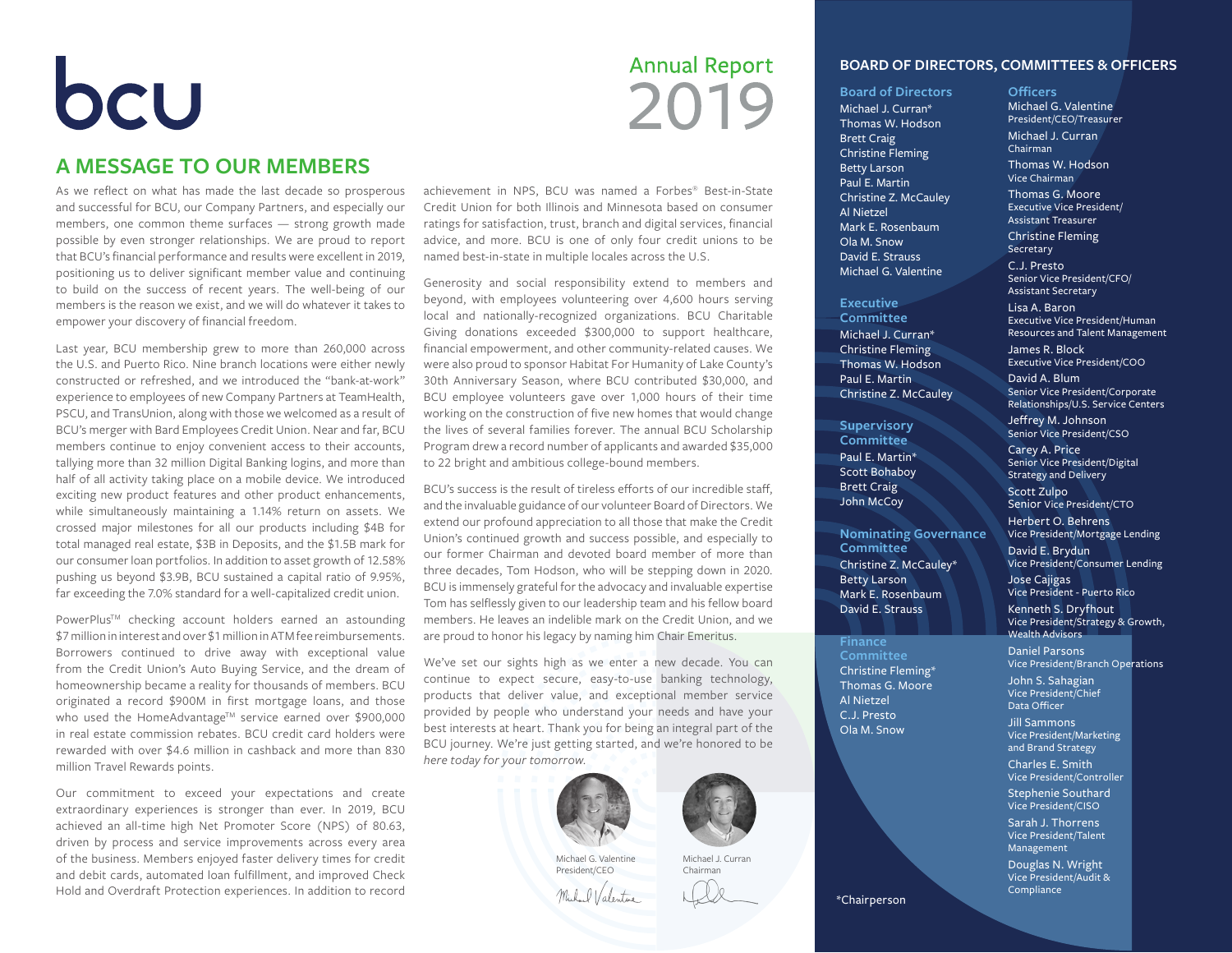# bcu

# Annual Report 2019

## A MESSAGE TO OUR MEMBERS

As we reflect on what has made the last decade so prosperous and successful for BCU, our Company Partners, and especially our members, one common theme surfaces — strong growth made possible by even stronger relationships. We are proud to report that BCU's financial performance and results were excellent in 2019, positioning us to deliver significant member value and continuing to build on the success of recent years. The well-being of our members is the reason we exist, and we will do whatever it takes to empower your discovery of financial freedom.

Last year, BCU membership grew to more than 260,000 across the U.S. and Puerto Rico. Nine branch locations were either newly constructed or refreshed, and we introduced the "bank-at-work" experience to employees of new Company Partners at TeamHealth, PSCU, and TransUnion, along with those we welcomed as a result of BCU's merger with Bard Employees Credit Union. Near and far, BCU members continue to enjoy convenient access to their accounts, tallying more than 32 million Digital Banking logins, and more than half of all activity taking place on a mobile device. We introduced exciting new product features and other product enhancements, while simultaneously maintaining a 1.14% return on assets. We crossed major milestones for all our products including $4B for total managed real estate, $3B in Deposits, and the $1.5B mark for our consumer loan portfolios. In addition to asset growth of 12.58% pushing us beyond $3.9B, BCU sustained a capital ratio of 9.95%, far exceeding the 7.0% standard for a well-capitalized credit union.

PowerPlus™ checking account holders earned an astounding $7 million in interest and over $1 million in ATM fee reimbursements. Borrowers continued to drive away with exceptional value from the Credit Union's Auto Buying Service, and the dream of homeownership became a reality for thousands of members. BCU originated a record $900M in first mortgage loans, and those who used the HomeAdvantage™ service earned over $900,000 in real estate commission rebates. BCU credit card holders were rewarded with over $4.6 million in cashback and more than 830 million Travel Rewards points.

Our commitment to exceed your expectations and create extraordinary experiences is stronger than ever. In 2019, BCU achieved an all-time high Net Promoter Score (NPS) of 80.63, driven by process and service improvements across every area of the business. Members enjoyed faster delivery times for credit and debit cards, automated loan fulfillment, and improved Check Hold and Overdraft Protection experiences. In addition to record achievement in NPS, BCU was named a Forbes® Best-in-State Credit Union for both Illinois and Minnesota based on consumer ratings for satisfaction, trust, branch and digital services, financial advice, and more. BCU is one of only four credit unions to be named best-in-state in multiple locales across the U.S.

Generosity and social responsibility extend to members and beyond, with employees volunteering over 4,600 hours serving local and nationally-recognized organizations. BCU Charitable Giving donations exceeded $300,000 to support healthcare, financial empowerment, and other community-related causes. We were also proud to sponsor Habitat For Humanity of Lake County's 30th Anniversary Season, where BCU contributed $30,000, and BCU employee volunteers gave over 1,000 hours of their time working on the construction of five new homes that would change the lives of several families forever. The annual BCU Scholarship Program drew a record number of applicants and awarded $35,000 to 22 bright and ambitious college-bound members.

BCU's success is the result of tireless efforts of our incredible staff, and the invaluable guidance of our volunteer Board of Directors. We extend our profound appreciation to all those that make the Credit Union's continued growth and success possible, and especially to our former Chairman and devoted board member of more than three decades, Tom Hodson, who will be stepping down in 2020. BCU is immensely grateful for the advocacy and invaluable expertise Tom has selflessly given to our leadership team and his fellow board members. He leaves an indelible mark on the Credit Union, and we are proud to honor his legacy by naming him Chair Emeritus.

We've set our sights high as we enter a new decade. You can continue to expect secure, easy-to-use banking technology, products that deliver value, and exceptional member service provided by people who understand your needs and have your best interests at heart. Thank you for being an integral part of the BCU journey. We're just getting started, and we're honored to be *here today for your tomorrow.*

Michael G. Valentine
President/CEO

Michael J. Curran
Chairman

## BOARD OF DIRECTORS, COMMITTEES & OFFICERS

### Board of Directors
- Michael J. Curran*
- Thomas W. Hodson
- Brett Craig
- Christine Fleming
- Betty Larson
- Paul E. Martin
- Christine Z. McCauley
- Al Nietzel
- Mark E. Rosenbaum
- Ola M. Snow
- David E. Strauss
- Michael G. Valentine

### Executive Committee
- Michael J. Curran*
- Christine Fleming
- Thomas W. Hodson
- Paul E. Martin
- Christine Z. McCauley

### Supervisory Committee
- Paul E. Martin*
- Scott Bohaboy
- Brett Craig
- John McCoy

### Nominating Governance Committee
- Christine Z. McCauley*
- Betty Larson
- Mark E. Rosenbaum
- David E. Strauss

### Finance Committee
- Christine Fleming*
- Thomas G. Moore
- Al Nietzel
- C.J. Presto
- Ola M. Snow

*Chairperson

### Officers
- Michael G. Valentine — President/CEO/Treasurer
- Michael J. Curran — Chairman
- Thomas W. Hodson — Vice Chairman
- Thomas G. Moore — Executive Vice President/Assistant Treasurer
- Christine Fleming — Secretary
- C.J. Presto — Senior Vice President/CFO/Assistant Secretary
- Lisa A. Baron — Executive Vice President/Human Resources and Talent Management
- James R. Block — Executive Vice President/COO
- David A. Blum — Senior Vice President/Corporate Relationships/U.S. Service Centers
- Jeffrey M. Johnson — Senior Vice President/CSO
- Carey A. Price — Senior Vice President/Digital Strategy and Delivery
- Scott Zulpo — Senior Vice President/CTO
- Herbert O. Behrens — Vice President/Mortgage Lending
- David E. Brydun — Vice President/Consumer Lending
- Jose Cajigas — Vice President - Puerto Rico
- Kenneth S. Dryfhout — Vice President/Strategy & Growth, Wealth Advisors
- Daniel Parsons — Vice President/Branch Operations
- John S. Sahagian — Vice President/Chief Data Officer
- Jill Sammons — Vice President/Marketing and Brand Strategy
- Charles E. Smith — Vice President/Controller
- Stephenie Southard — Vice President/CISO
- Sarah J. Thorrens — Vice President/Talent Management
- Douglas N. Wright — Vice President/Audit & Compliance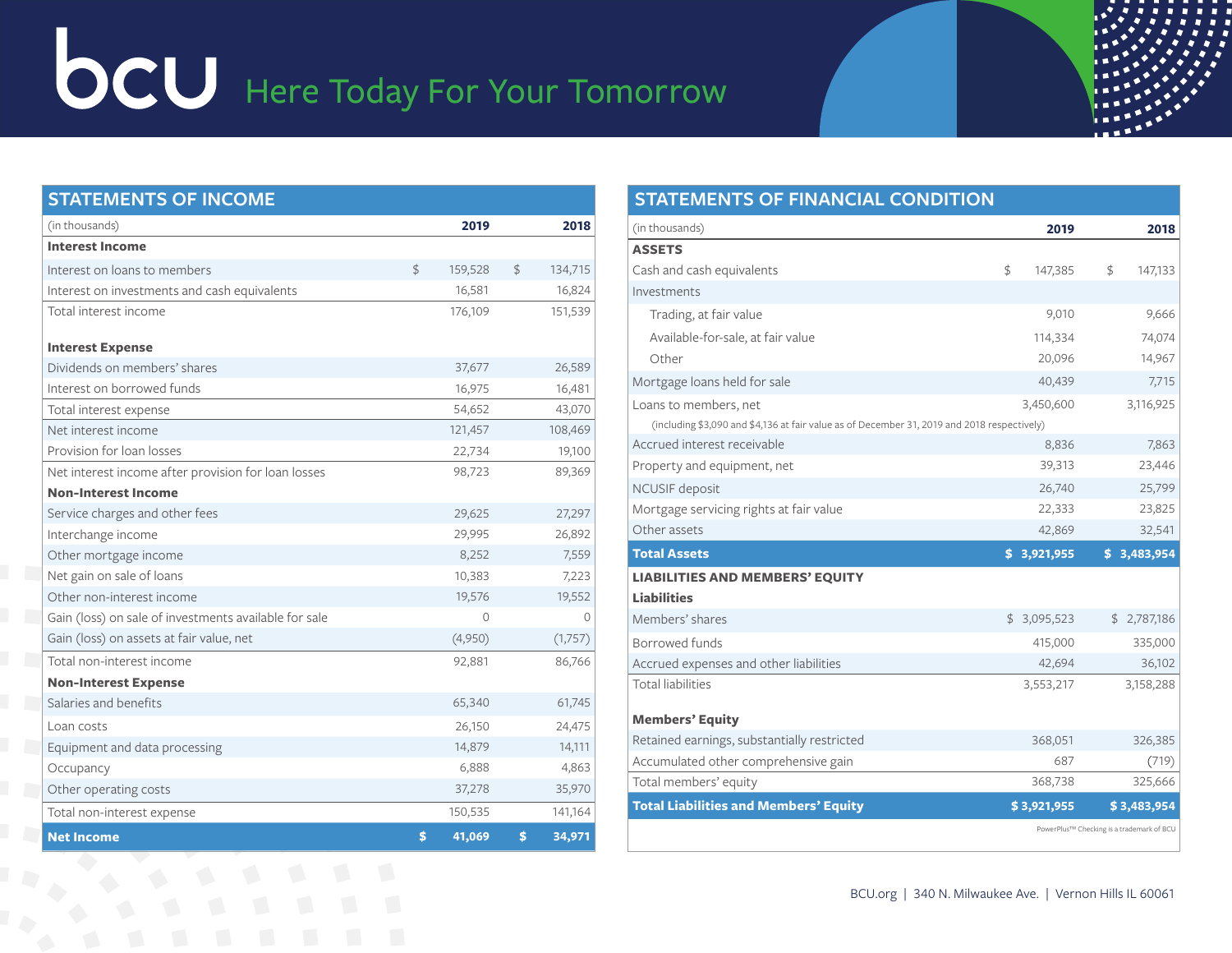# bcu Here Today For Your Tomorrow

## STATEMENTS OF INCOME

| (in thousands) | 2019 | 2018 |
|---|---|---|
| **Interest Income** | | |
| Interest on loans to members | $ 159,528 | $ 134,715 |
| Interest on investments and cash equivalents | 16,581 | 16,824 |
| Total interest income | 176,109 | 151,539 |
| **Interest Expense** | | |
| Dividends on members' shares | 37,677 | 26,589 |
| Interest on borrowed funds | 16,975 | 16,481 |
| Total interest expense | 54,652 | 43,070 |
| Net interest income | 121,457 | 108,469 |
| Provision for loan losses | 22,734 | 19,100 |
| Net interest income after provision for loan losses | 98,723 | 89,369 |
| **Non-Interest Income** | | |
| Service charges and other fees | 29,625 | 27,297 |
| Interchange income | 29,995 | 26,892 |
| Other mortgage income | 8,252 | 7,559 |
| Net gain on sale of loans | 10,383 | 7,223 |
| Other non-interest income | 19,576 | 19,552 |
| Gain (loss) on sale of investments available for sale | 0 | 0 |
| Gain (loss) on assets at fair value, net | (4,950) | (1,757) |
| Total non-interest income | 92,881 | 86,766 |
| **Non-Interest Expense** | | |
| Salaries and benefits | 65,340 | 61,745 |
| Loan costs | 26,150 | 24,475 |
| Equipment and data processing | 14,879 | 14,111 |
| Occupancy | 6,888 | 4,863 |
| Other operating costs | 37,278 | 35,970 |
| Total non-interest expense | 150,535 | 141,164 |
| **Net Income** | **$ 41,069** | **$ 34,971** |

## STATEMENTS OF FINANCIAL CONDITION

| (in thousands) | 2019 | 2018 |
|---|---|---|
| **ASSETS** | | |
| Cash and cash equivalents | $ 147,385 | $ 147,133 |
| Investments | | |
| Trading, at fair value | 9,010 | 9,666 |
| Available-for-sale, at fair value | 114,334 | 74,074 |
| Other | 20,096 | 14,967 |
| Mortgage loans held for sale | 40,439 | 7,715 |
| Loans to members, net | 3,450,600 | 3,116,925 |
| (including $3,090 and $4,136 at fair value as of December 31, 2019 and 2018 respectively) | | |
| Accrued interest receivable | 8,836 | 7,863 |
| Property and equipment, net | 39,313 | 23,446 |
| NCUSIF deposit | 26,740 | 25,799 |
| Mortgage servicing rights at fair value | 22,333 | 23,825 |
| Other assets | 42,869 | 32,541 |
| **Total Assets** | **$ 3,921,955** | **$ 3,483,954** |
| **LIABILITIES AND MEMBERS' EQUITY** | | |
| **Liabilities** | | |
| Members' shares | $ 3,095,523 | $ 2,787,186 |
| Borrowed funds | 415,000 | 335,000 |
| Accrued expenses and other liabilities | 42,694 | 36,102 |
| Total liabilities | 3,553,217 | 3,158,288 |
| **Members' Equity** | | |
| Retained earnings, substantially restricted | 368,051 | 326,385 |
| Accumulated other comprehensive gain | 687 | (719) |
| Total members' equity | 368,738 | 325,666 |
| **Total Liabilities and Members' Equity** | **$ 3,921,955** | **$ 3,483,954** |

PowerPlus™ Checking is a trademark of BCU

BCU.org | 340 N. Milwaukee Ave. | Vernon Hills IL 60061